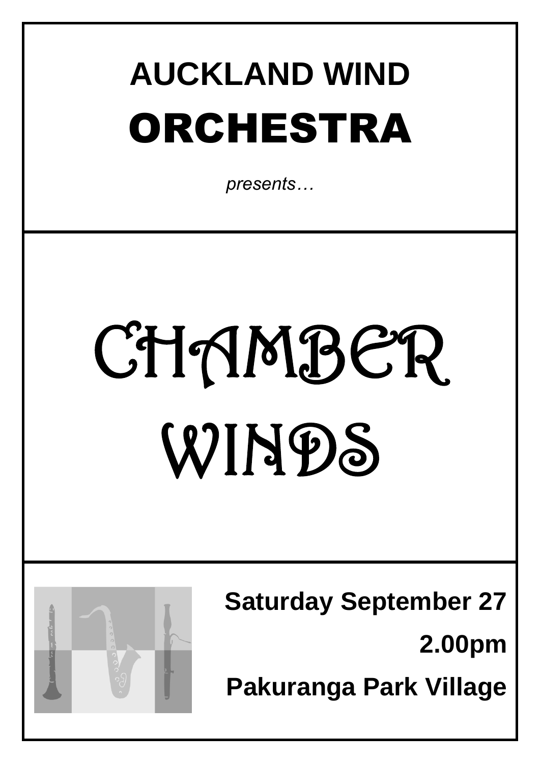# AUCKLAND WIND

# ORCHESTRA

*presents…*

# CHAMBER WINDS

**Saturday September 27**

**2.00pm**

**Pakuranga Park Village**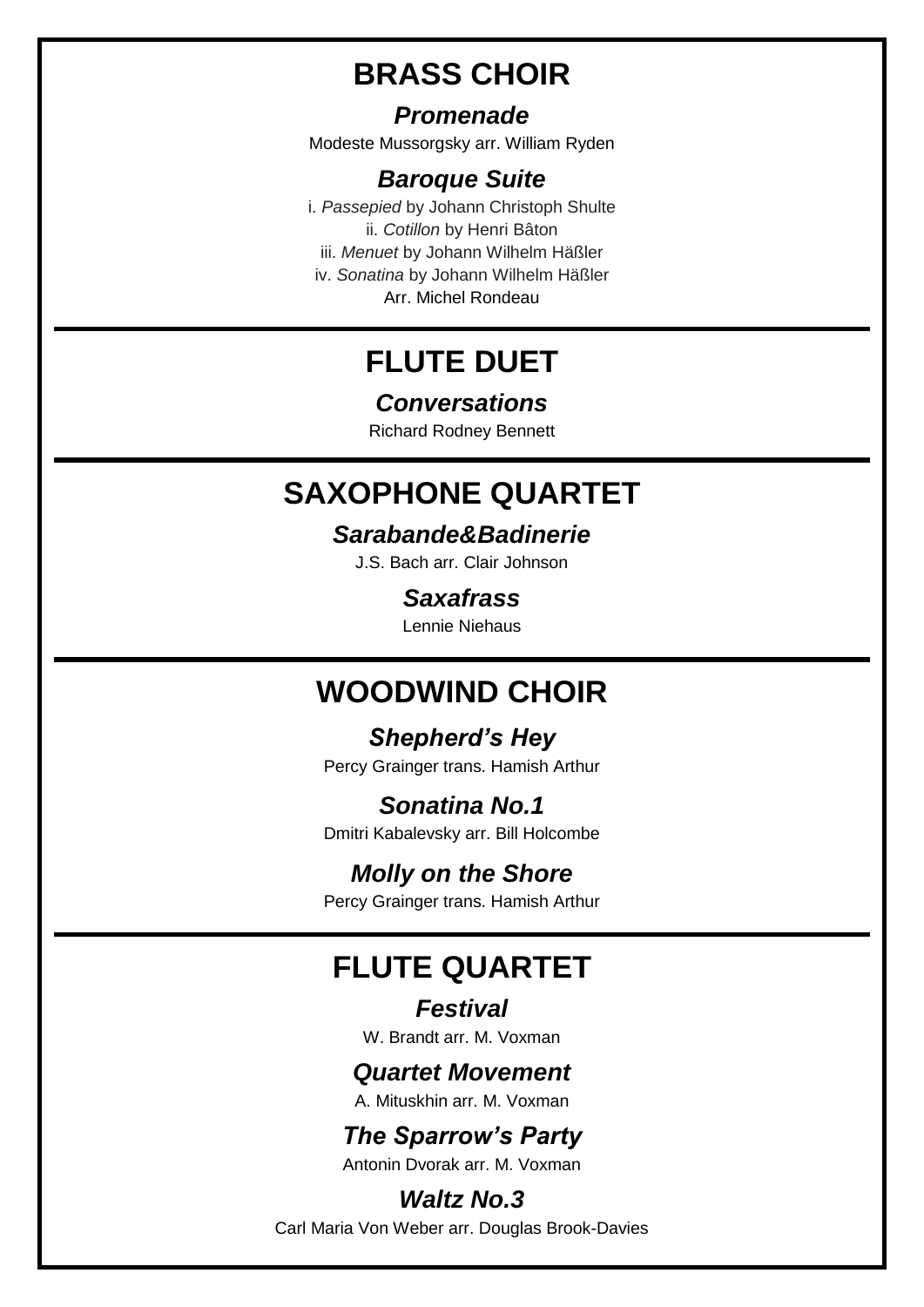## BRASS CHOIR

### *Promenade*

Modeste Mussorgsky arr. William Ryden

### *Baroque Suite*

i. *Passepied* by Johann Christoph Shulte
ii. *Cotillon* by Henri Bâton
iii. *Menuet* by Johann Wilhelm Häßler
iv. *Sonatina* by Johann Wilhelm Häßler
Arr. Michel Rondeau

---

## FLUTE DUET

### *Conversations*

Richard Rodney Bennett

---

## SAXOPHONE QUARTET

### *Sarabande&Badinerie*

J.S. Bach arr. Clair Johnson

### *Saxafrass*

Lennie Niehaus

---

## WOODWIND CHOIR

### *Shepherd's Hey*

Percy Grainger trans. Hamish Arthur

### *Sonatina No.1*

Dmitri Kabalevsky arr. Bill Holcombe

### *Molly on the Shore*

Percy Grainger trans. Hamish Arthur

---

## FLUTE QUARTET

### *Festival*

W. Brandt arr. M. Voxman

### *Quartet Movement*

A. Mituskhin arr. M. Voxman

### *The Sparrow's Party*

Antonin Dvorak arr. M. Voxman

### *Waltz No.3*

Carl Maria Von Weber arr. Douglas Brook-Davies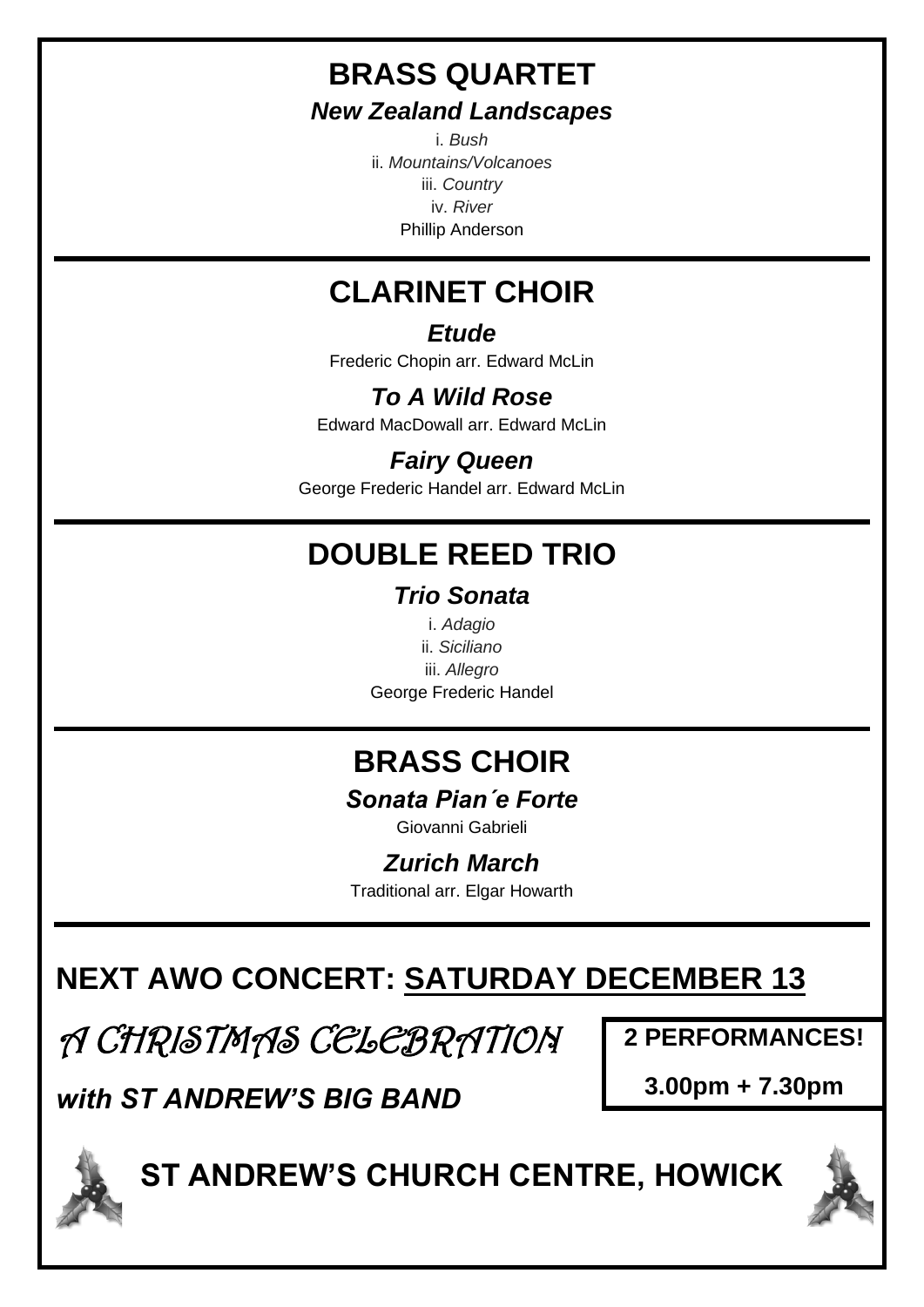## BRASS QUARTET

### *New Zealand Landscapes*

i. *Bush*
ii. *Mountains/Volcanoes*
iii. *Country*
iv. *River*
Phillip Anderson

---

## CLARINET CHOIR

### *Etude*

Frederic Chopin arr. Edward McLin

### *To A Wild Rose*

Edward MacDowall arr. Edward McLin

### *Fairy Queen*

George Frederic Handel arr. Edward McLin

---

## DOUBLE REED TRIO

### *Trio Sonata*

i. *Adagio*
ii. *Siciliano*
iii. *Allegro*
George Frederic Handel

---

## BRASS CHOIR

### *Sonata Pian´e Forte*

Giovanni Gabrieli

### *Zurich March*

Traditional arr. Elgar Howarth

---

## NEXT AWO CONCERT: SATURDAY DECEMBER 13

*A CHRISTMAS CELEBRATION*

***with ST ANDREW'S BIG BAND***

**2 PERFORMANCES!**

**3.00pm + 7.30pm**

## ST ANDREW'S CHURCH CENTRE, HOWICK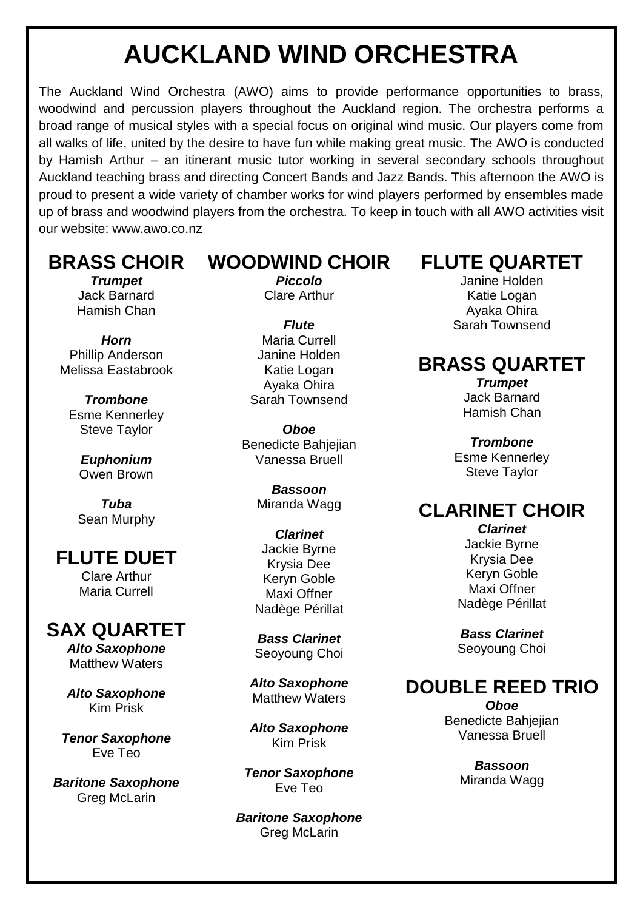# AUCKLAND WIND ORCHESTRA

The Auckland Wind Orchestra (AWO) aims to provide performance opportunities to brass, woodwind and percussion players throughout the Auckland region. The orchestra performs a broad range of musical styles with a special focus on original wind music. Our players come from all walks of life, united by the desire to have fun while making great music. The AWO is conducted by Hamish Arthur – an itinerant music tutor working in several secondary schools throughout Auckland teaching brass and directing Concert Bands and Jazz Bands. This afternoon the AWO is proud to present a wide variety of chamber works for wind players performed by ensembles made up of brass and woodwind players from the orchestra. To keep in touch with all AWO activities visit our website: www.awo.co.nz

## BRASS CHOIR

***Trumpet***
Jack Barnard
Hamish Chan

***Horn***
Phillip Anderson
Melissa Eastabrook

***Trombone***
Esme Kennerley
Steve Taylor

***Euphonium***
Owen Brown

***Tuba***
Sean Murphy

## FLUTE DUET

Clare Arthur
Maria Currell

## SAX QUARTET

***Alto Saxophone***
Matthew Waters

***Alto Saxophone***
Kim Prisk

***Tenor Saxophone***
Eve Teo

***Baritone Saxophone***
Greg McLarin

## WOODWIND CHOIR

***Piccolo***
Clare Arthur

***Flute***
Maria Currell
Janine Holden
Katie Logan
Ayaka Ohira
Sarah Townsend

***Oboe***
Benedicte Bahjejian
Vanessa Bruell

***Bassoon***
Miranda Wagg

***Clarinet***
Jackie Byrne
Krysia Dee
Keryn Goble
Maxi Offner
Nadège Périllat

***Bass Clarinet***
Seoyoung Choi

***Alto Saxophone***
Matthew Waters

***Alto Saxophone***
Kim Prisk

***Tenor Saxophone***
Eve Teo

***Baritone Saxophone***
Greg McLarin

## FLUTE QUARTET

Janine Holden
Katie Logan
Ayaka Ohira
Sarah Townsend

## BRASS QUARTET

***Trumpet***
Jack Barnard
Hamish Chan

***Trombone***
Esme Kennerley
Steve Taylor

## CLARINET CHOIR

***Clarinet***
Jackie Byrne
Krysia Dee
Keryn Goble
Maxi Offner
Nadège Périllat

***Bass Clarinet***
Seoyoung Choi

## DOUBLE REED TRIO

***Oboe***
Benedicte Bahjejian
Vanessa Bruell

***Bassoon***
Miranda Wagg